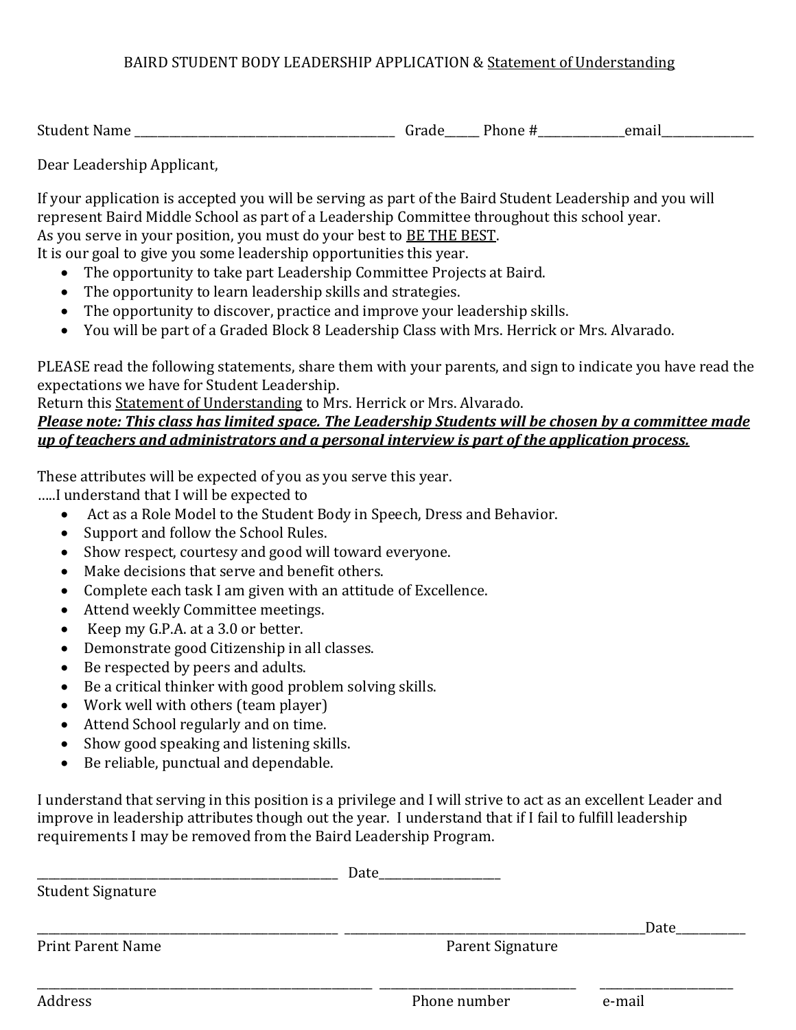# BAIRD STUDENT BODY LEADERSHIP APPLICATION & <u>Statement of Understanding</u>

Student Name ___________________________________________ Grade_____ Phone #______________email_______________

Dear Leadership Applicant,

If your application is accepted you will be serving as part of the Baird Student Leadership and you will represent Baird Middle School as part of a Leadership Committee throughout this school year.
As you serve in your position, you must do your best to <u>BE THE BEST</u>.
It is our goal to give you some leadership opportunities this year.

- The opportunity to take part Leadership Committee Projects at Baird.
- The opportunity to learn leadership skills and strategies.
- The opportunity to discover, practice and improve your leadership skills.
- You will be part of a Graded Block 8 Leadership Class with Mrs. Herrick or Mrs. Alvarado.

PLEASE read the following statements, share them with your parents, and sign to indicate you have read the expectations we have for Student Leadership.
Return this <u>Statement of Understanding</u> to Mrs. Herrick or Mrs. Alvarado.
***<u>Please note: This class has limited space. The Leadership Students will be chosen by a committee made up of teachers and administrators and a personal interview is part of the application process.</u>***

These attributes will be expected of you as you serve this year.
.....I understand that I will be expected to

- Act as a Role Model to the Student Body in Speech, Dress and Behavior.
- Support and follow the School Rules.
- Show respect, courtesy and good will toward everyone.
- Make decisions that serve and benefit others.
- Complete each task I am given with an attitude of Excellence.
- Attend weekly Committee meetings.
- Keep my G.P.A. at a 3.0 or better.
- Demonstrate good Citizenship in all classes.
- Be respected by peers and adults.
- Be a critical thinker with good problem solving skills.
- Work well with others (team player)
- Attend School regularly and on time.
- Show good speaking and listening skills.
- Be reliable, punctual and dependable.

I understand that serving in this position is a privilege and I will strive to act as an excellent Leader and improve in leadership attributes though out the year. I understand that if I fail to fulfill leadership requirements I may be removed from the Baird Leadership Program.

__________________________________________________ Date___________________
Student Signature

__________________________________________________ __________________________________________________Date___________
Print Parent Name Parent Signature

________________________________________________________ _________________________________ ______________________
Address Phone number e-mail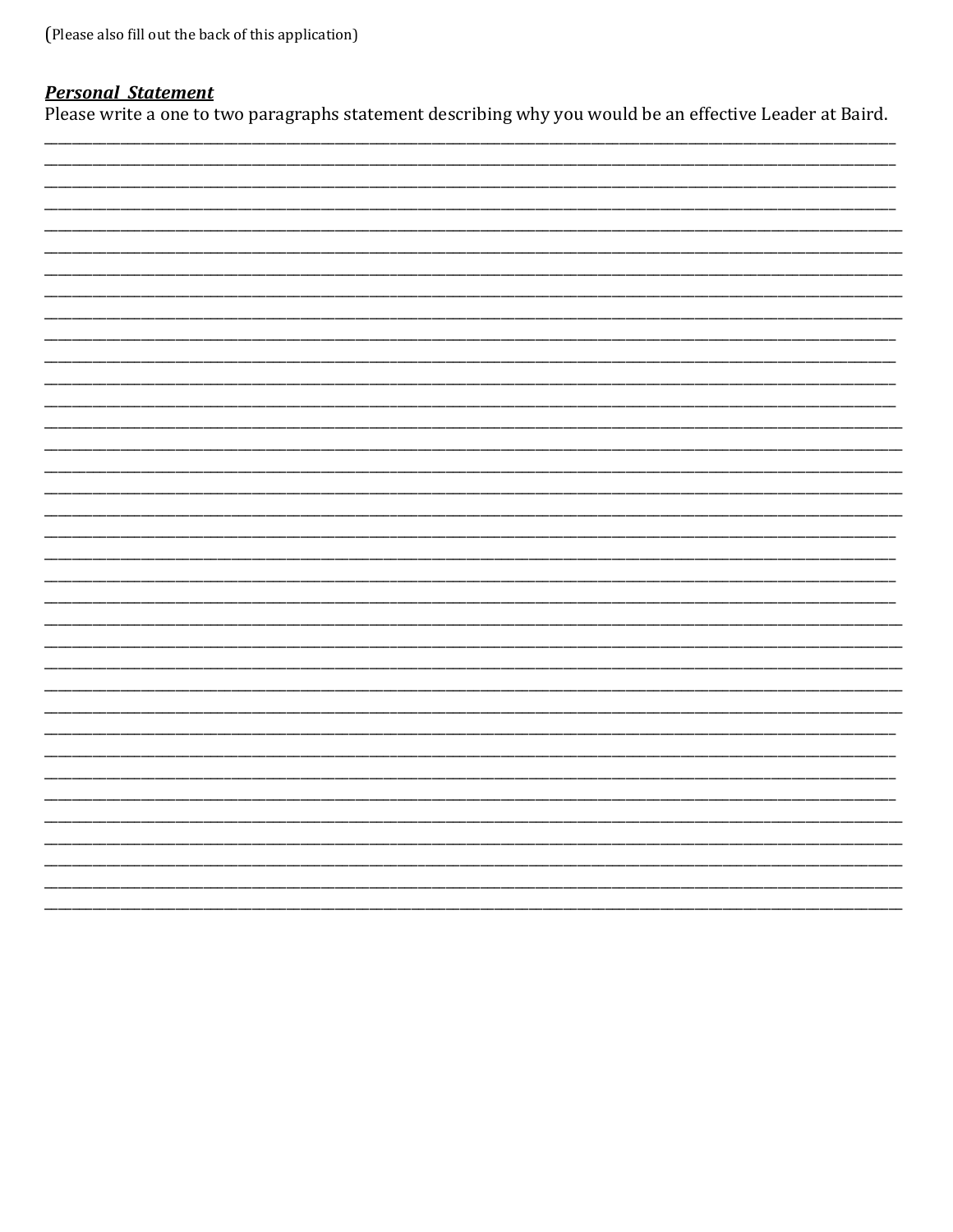(Please also fill out the back of this application)

***Personal Statement***

Please write a one to two paragraphs statement describing why you would be an effective Leader at Baird.

____________________________________________________________________________________________

____________________________________________________________________________________________

____________________________________________________________________________________________

____________________________________________________________________________________________

____________________________________________________________________________________________

____________________________________________________________________________________________

____________________________________________________________________________________________

____________________________________________________________________________________________

____________________________________________________________________________________________

____________________________________________________________________________________________

____________________________________________________________________________________________

____________________________________________________________________________________________

____________________________________________________________________________________________

____________________________________________________________________________________________

____________________________________________________________________________________________

____________________________________________________________________________________________

____________________________________________________________________________________________

____________________________________________________________________________________________

____________________________________________________________________________________________

____________________________________________________________________________________________

____________________________________________________________________________________________

____________________________________________________________________________________________

____________________________________________________________________________________________

____________________________________________________________________________________________

____________________________________________________________________________________________

____________________________________________________________________________________________

____________________________________________________________________________________________

____________________________________________________________________________________________

____________________________________________________________________________________________

____________________________________________________________________________________________

____________________________________________________________________________________________

____________________________________________________________________________________________

____________________________________________________________________________________________

____________________________________________________________________________________________

____________________________________________________________________________________________